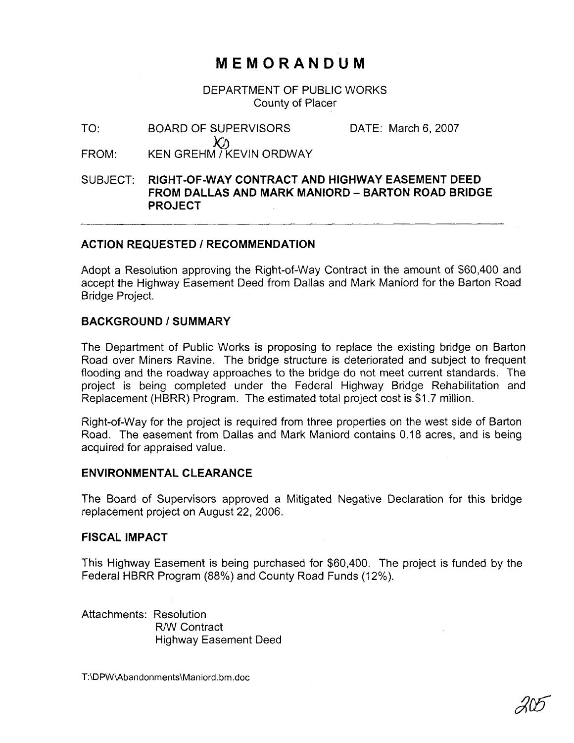# MEMORANDUM

DEPARTMENT OF PUBLIC WORKS
County of Placer

TO: BOARD OF SUPERVISORS DATE: March 6, 2007

FROM: KEN GREHM / KEVIN ORDWAY

SUBJECT: **RIGHT-OF-WAY CONTRACT AND HIGHWAY EASEMENT DEED FROM DALLAS AND MARK MANIORD – BARTON ROAD BRIDGE PROJECT**

---

## ACTION REQUESTED / RECOMMENDATION

Adopt a Resolution approving the Right-of-Way Contract in the amount of $60,400 and accept the Highway Easement Deed from Dallas and Mark Maniord for the Barton Road Bridge Project.

## BACKGROUND / SUMMARY

The Department of Public Works is proposing to replace the existing bridge on Barton Road over Miners Ravine. The bridge structure is deteriorated and subject to frequent flooding and the roadway approaches to the bridge do not meet current standards. The project is being completed under the Federal Highway Bridge Rehabilitation and Replacement (HBRR) Program. The estimated total project cost is $1.7 million.

Right-of-Way for the project is required from three properties on the west side of Barton Road. The easement from Dallas and Mark Maniord contains 0.18 acres, and is being acquired for appraised value.

## ENVIRONMENTAL CLEARANCE

The Board of Supervisors approved a Mitigated Negative Declaration for this bridge replacement project on August 22, 2006.

## FISCAL IMPACT

This Highway Easement is being purchased for $60,400. The project is funded by the Federal HBRR Program (88%) and County Road Funds (12%).

Attachments: Resolution
R/W Contract
Highway Easement Deed

T:\DPW\Abandonments\Maniord.bm.doc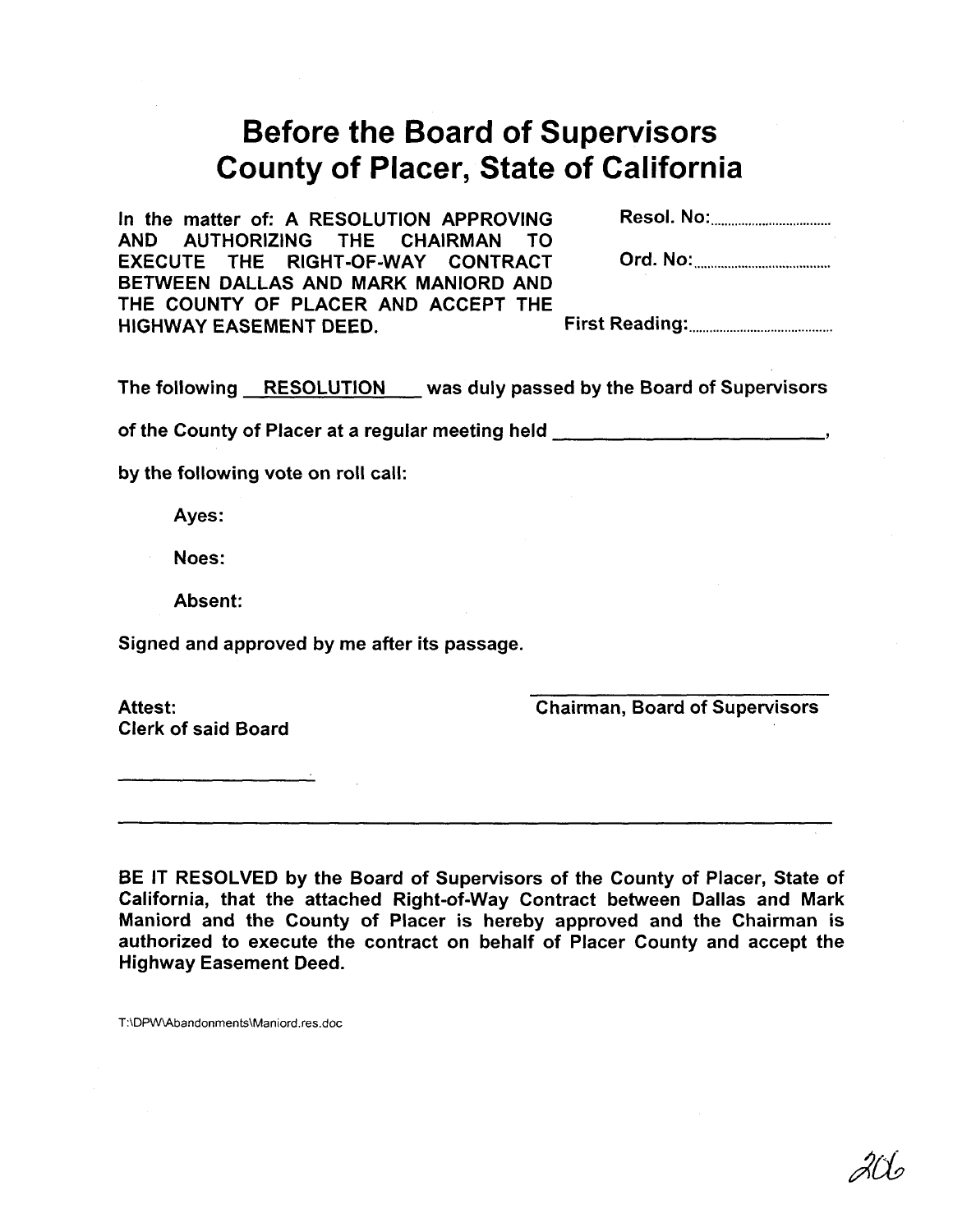# Before the Board of Supervisors
# County of Placer, State of California

In the matter of: A RESOLUTION APPROVING AND AUTHORIZING THE CHAIRMAN TO EXECUTE THE RIGHT-OF-WAY CONTRACT BETWEEN DALLAS AND MARK MANIORD AND THE COUNTY OF PLACER AND ACCEPT THE HIGHWAY EASEMENT DEED.

Resol. No:..............................

Ord. No:..............................

First Reading:..............................

The following RESOLUTION was duly passed by the Board of Supervisors of the County of Placer at a regular meeting held ______________________,

by the following vote on roll call:

Ayes:

Noes:

Absent:

Signed and approved by me after its passage.

______________________
Chairman, Board of Supervisors

Attest:
Clerk of said Board

______________________

BE IT RESOLVED by the Board of Supervisors of the County of Placer, State of California, that the attached Right-of-Way Contract between Dallas and Mark Maniord and the County of Placer is hereby approved and the Chairman is authorized to execute the contract on behalf of Placer County and accept the Highway Easement Deed.

T:\DPW\Abandonments\Maniord.res.doc